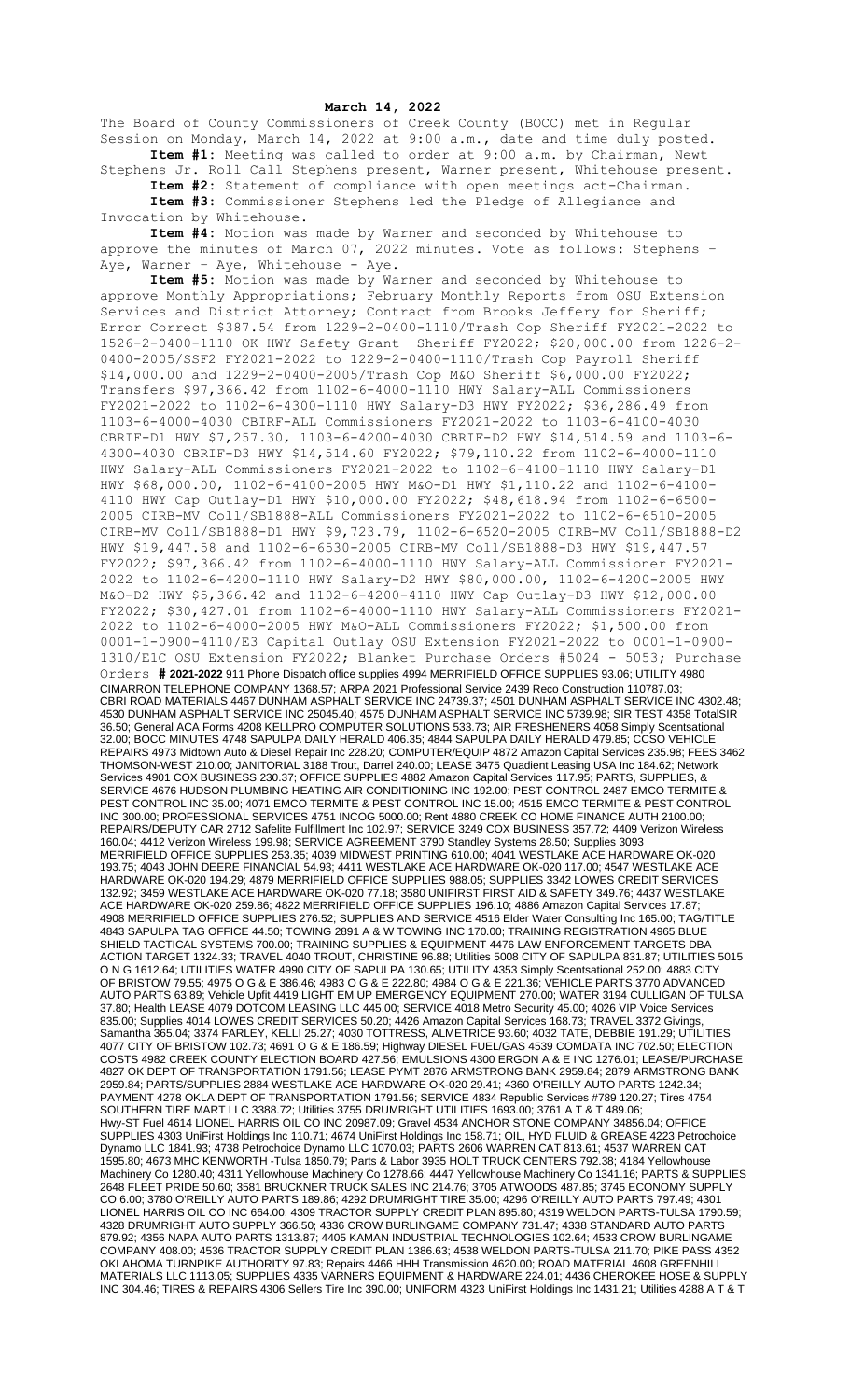**March 14, 2022**

The Board of County Commissioners of Creek County (BOCC) met in Regular Session on Monday, March 14, 2022 at 9:00 a.m., date and time duly posted.

**Item #1:** Meeting was called to order at 9:00 a.m. by Chairman, Newt Stephens Jr. Roll Call Stephens present, Warner present, Whitehouse present.

**Item #2:** Statement of compliance with open meetings act-Chairman.

**Item #3:** Commissioner Stephens led the Pledge of Allegiance and Invocation by Whitehouse.

**Item #4:** Motion was made by Warner and seconded by Whitehouse to approve the minutes of March 07, 2022 minutes. Vote as follows: Stephens – Aye, Warner – Aye, Whitehouse - Aye.

**Item #5:** Motion was made by Warner and seconded by Whitehouse to approve Monthly Appropriations; February Monthly Reports from OSU Extension Services and District Attorney; Contract from Brooks Jeffery for Sheriff; Error Correct $387.54 from 1229-2-0400-1110/Trash Cop Sheriff FY2021-2022 to 1526-2-0400-1110 OK HWY Safety Grant Sheriff FY2022; $20,000.00 from 1226-2-0400-2005/SSF2 FY2021-2022 to 1229-2-0400-1110/Trash Cop Payroll Sheriff $14,000.00 and 1229-2-0400-2005/Trash Cop M&O Sheriff $6,000.00 FY2022; Transfers $97,366.42 from 1102-6-4000-1110 HWY Salary-ALL Commissioners FY2021-2022 to 1102-6-4300-1110 HWY Salary-D3 HWY FY2022; $36,286.49 from 1103-6-4000-4030 CBIRF-ALL Commissioners FY2021-2022 to 1103-6-4100-4030 CBRIF-D1 HWY $7,257.30, 1103-6-4200-4030 CBRIF-D2 HWY $14,514.59 and 1103-6-4300-4030 CBRIF-D3 HWY $14,514.60 FY2022; $79,110.22 from 1102-6-4000-1110 HWY Salary-ALL Commissioners FY2021-2022 to 1102-6-4100-1110 HWY Salary-D1 HWY $68,000.00, 1102-6-4100-2005 HWY M&O-D1 HWY $1,110.22 and 1102-6-4100-4110 HWY Cap Outlay-D1 HWY $10,000.00 FY2022; $48,618.94 from 1102-6-6500-2005 CIRB-MV Coll/SB1888-ALL Commissioners FY2021-2022 to 1102-6-6510-2005 CIRB-MV Coll/SB1888-D1 HWY $9,723.79, 1102-6-6520-2005 CIRB-MV Coll/SB1888-D2 HWY $19,447.58 and 1102-6-6530-2005 CIRB-MV Coll/SB1888-D3 HWY $19,447.57 FY2022; $97,366.42 from 1102-6-4000-1110 HWY Salary-ALL Commissioner FY2021-2022 to 1102-6-4200-1110 HWY Salary-D2 HWY $80,000.00, 1102-6-4200-2005 HWY M&O-D2 HWY $5,366.42 and 1102-6-4200-4110 HWY Cap Outlay-D3 HWY $12,000.00 FY2022; $30,427.01 from 1102-6-4000-1110 HWY Salary-ALL Commissioners FY2021-2022 to 1102-6-4000-2005 HWY M&O-ALL Commissioners FY2022; $1,500.00 from 0001-1-0900-4110/E3 Capital Outlay OSU Extension FY2021-2022 to 0001-1-0900-1310/E1C OSU Extension FY2022; Blanket Purchase Orders #5024 - 5053; Purchase Orders **# 2021-2022** 911 Phone Dispatch office supplies 4994 MERRIFIELD OFFICE SUPPLIES 93.06; UTILITY 4980 CIMARRON TELEPHONE COMPANY 1368.57; ARPA 2021 Professional Service 2439 Reco Construction 110787.03; CBRI ROAD MATERIALS 4467 DUNHAM ASPHALT SERVICE INC 24739.37; 4501 DUNHAM ASPHALT SERVICE INC 4302.48; 4530 DUNHAM ASPHALT SERVICE INC 25045.40; 4575 DUNHAM ASPHALT SERVICE INC 5739.98; SIR TEST 4358 TotalSIR 36.50; General ACA Forms 4208 KELLPRO COMPUTER SOLUTIONS 533.73; AIR FRESHENERS 4058 Simply Scentsational 32.00; BOCC MINUTES 4748 SAPULPA DAILY HERALD 406.35; 4844 SAPULPA DAILY HERALD 479.85; CCSO VEHICLE REPAIRS 4973 Midtown Auto & Diesel Repair Inc 228.20; COMPUTER/EQUIP 4872 Amazon Capital Services 235.98; FEES 3462 THOMSON-WEST 210.00; JANITORIAL 3188 Trout, Darrel 240.00; LEASE 3475 Quadient Leasing USA Inc 184.62; Network Services 4901 COX BUSINESS 230.37; OFFICE SUPPLIES 4882 Amazon Capital Services 117.95; PARTS, SUPPLIES, & SERVICE 4676 HUDSON PLUMBING HEATING AIR CONDITIONING INC 192.00; PEST CONTROL 2487 EMCO TERMITE & PEST CONTROL INC 35.00; 4071 EMCO TERMITE & PEST CONTROL INC 15.00; 4515 EMCO TERMITE & PEST CONTROL INC 300.00; PROFESSIONAL SERVICES 4751 INCOG 5000.00; Rent 4880 CREEK CO HOME FINANCE AUTH 2100.00; REPAIRS/DEPUTY CAR 2712 Safelite Fulfillment Inc 102.97; SERVICE 3249 COX BUSINESS 357.72; 4409 Verizon Wireless 160.04; 4412 Verizon Wireless 199.98; SERVICE AGREEMENT 3790 Standley Systems 28.50; Supplies 3093 MERRIFIELD OFFICE SUPPLIES 253.35; 4039 MIDWEST PRINTING 610.00; 4041 WESTLAKE ACE HARDWARE OK-020 193.75; 4043 JOHN DEERE FINANCIAL 54.93; 4411 WESTLAKE ACE HARDWARE OK-020 117.00; 4547 WESTLAKE ACE HARDWARE OK-020 194.29; 4879 MERRIFIELD OFFICE SUPPLIES 988.05; SUPPLIES 3342 LOWES CREDIT SERVICES 132.92; 3459 WESTLAKE ACE HARDWARE OK-020 77.18; 3580 UNIFIRST FIRST AID & SAFETY 349.76; 4437 WESTLAKE ACE HARDWARE OK-020 259.86; 4822 MERRIFIELD OFFICE SUPPLIES 196.10; 4886 Amazon Capital Services 17.87; 4908 MERRIFIELD OFFICE SUPPLIES 276.52; SUPPLIES AND SERVICE 4516 Elder Water Consulting Inc 165.00; TAG/TITLE 4843 SAPULPA TAG OFFICE 44.50; TOWING 2891 A & W TOWING INC 170.00; TRAINING REGISTRATION 4965 BLUE SHIELD TACTICAL SYSTEMS 700.00; TRAINING SUPPLIES & EQUIPMENT 4476 LAW ENFORCEMENT TARGETS DBA ACTION TARGET 1324.33; TRAVEL 4040 TROUT, CHRISTINE 96.88; Utilities 5008 CITY OF SAPULPA 831.87; UTILITIES 5015 O N G 1612.64; UTILITIES WATER 4990 CITY OF SAPULPA 130.65; UTILITY 4353 Simply Scentsational 252.00; 4883 CITY OF BRISTOW 79.55; 4975 O G & E 386.46; 4983 O G & E 222.80; 4984 O G & E 221.36; VEHICLE PARTS 3770 ADVANCED AUTO PARTS 63.89; Vehicle Upfit 4419 LIGHT EM UP EMERGENCY EQUIPMENT 270.00; WATER 3194 CULLIGAN OF TULSA 37.80; Health LEASE 4079 DOTCOM LEASING LLC 445.00; SERVICE 4018 Metro Security 45.00; 4026 VIP Voice Services 835.00; Supplies 4014 LOWES CREDIT SERVICES 50.20; 4426 Amazon Capital Services 168.73; TRAVEL 3372 Givings, Samantha 365.04; 3374 FARLEY, KELLI 25.27; 4030 TOTTRESS, ALMETRICE 93.60; 4032 TATE, DEBBIE 191.29; UTILITIES 4077 CITY OF BRISTOW 102.73; 4691 O G & E 186.59; Highway DIESEL FUEL/GAS 4539 COMDATA INC 702.50; ELECTION COSTS 4982 CREEK COUNTY ELECTION BOARD 427.56; EMULSIONS 4300 ERGON A & E INC 1276.01; LEASE/PURCHASE 4827 OK DEPT OF TRANSPORTATION 1791.56; LEASE PYMT 2876 ARMSTRONG BANK 2959.84; 2879 ARMSTRONG BANK 2959.84; PARTS/SUPPLIES 2884 WESTLAKE ACE HARDWARE OK-020 29.41; 4360 O'REILLY AUTO PARTS 1242.34; PAYMENT 4278 OKLA DEPT OF TRANSPORTATION 1791.56; SERVICE 4834 Republic Services #789 120.27; Tires 4754 SOUTHERN TIRE MART LLC 3388.72; Utilities 3755 DRUMRIGHT UTILITIES 1693.00; 3761 A T & T 489.06; Hwy-ST Fuel 4614 LIONEL HARRIS OIL CO INC 20987.09; Gravel 4534 ANCHOR STONE COMPANY 34856.04; OFFICE SUPPLIES 4303 UniFirst Holdings Inc 110.71; 4674 UniFirst Holdings Inc 158.71; OIL, HYD FLUID & GREASE 4223 Petrochoice Dynamo LLC 1841.93; 4738 Petrochoice Dynamo LLC 1070.03; PARTS 2606 WARREN CAT 813.61; 4537 WARREN CAT 1595.80; 4673 MHC KENWORTH -Tulsa 1850.79; Parts & Labor 3935 HOLT TRUCK CENTERS 792.38; 4184 Yellowhouse Machinery Co 1280.40; 4311 Yellowhouse Machinery Co 1278.66; 4447 Yellowhouse Machinery Co 1341.16; PARTS & SUPPLIES 2648 FLEET PRIDE 50.60; 3581 BRUCKNER TRUCK SALES INC 214.76; 3705 ATWOODS 487.85; 3745 ECONOMY SUPPLY CO 6.00; 3780 O'REILLY AUTO PARTS 189.86; 4292 DRUMRIGHT TIRE 35.00; 4296 O'REILLY AUTO PARTS 797.49; 4301 LIONEL HARRIS OIL CO INC 664.00; 4309 TRACTOR SUPPLY CREDIT PLAN 895.80; 4319 WELDON PARTS-TULSA 1790.59; 4328 DRUMRIGHT AUTO SUPPLY 366.50; 4336 CROW BURLINGAME COMPANY 731.47; 4338 STANDARD AUTO PARTS 879.92; 4356 NAPA AUTO PARTS 1313.87; 4405 KAMAN INDUSTRIAL TECHNOLOGIES 102.64; 4533 CROW BURLINGAME COMPANY 408.00; 4536 TRACTOR SUPPLY CREDIT PLAN 1386.63; 4538 WELDON PARTS-TULSA 211.70; PIKE PASS 4352 OKLAHOMA TURNPIKE AUTHORITY 97.83; Repairs 4466 HHH Transmission 4620.00; ROAD MATERIAL 4608 GREENHILL MATERIALS LLC 1113.05; SUPPLIES 4335 VARNERS EQUIPMENT & HARDWARE 224.01; 4436 CHEROKEE HOSE & SUPPLY INC 304.46; TIRES & REPAIRS 4306 Sellers Tire Inc 390.00; UNIFORM 4323 UniFirst Holdings Inc 1431.21; Utilities 4288 A T & T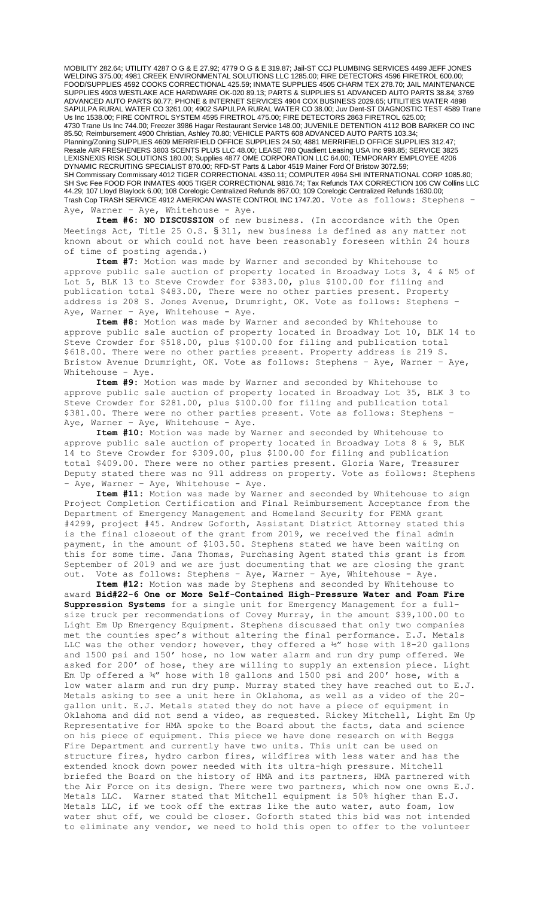MOBILITY 282.64; UTILITY 4287 O G & E 27.92; 4779 O G & E 319.87; Jail-ST CCJ PLUMBING SERVICES 4499 JEFF JONES WELDING 375.00; 4981 CREEK ENVIRONMENTAL SOLUTIONS LLC 1285.00; FIRE DETECTORS 4596 FIRETROL 600.00; FOOD/SUPPLIES 4592 COOKS CORRECTIONAL 425.59; INMATE SUPPLIES 4505 CHARM TEX 278.70; JAIL MAINTENANCE SUPPLIES 4903 WESTLAKE ACE HARDWARE OK-020 89.13; PARTS & SUPPLIES 51 ADVANCED AUTO PARTS 38.84; 3769 ADVANCED AUTO PARTS 60.77; PHONE & INTERNET SERVICES 4904 COX BUSINESS 2029.65; UTILITIES WATER 4898 SAPULPA RURAL WATER CO 3261.00; 4902 SAPULPA RURAL WATER CO 38.00; Juv Dent-ST DIAGNOSTIC TEST 4589 Trane Us Inc 1538.00; FIRE CONTROL SYSTEM 4595 FIRETROL 475.00; FIRE DETECTORS 2863 FIRETROL 625.00; 4730 Trane Us Inc 744.00; Freezer 3986 Hagar Restaurant Service 148.00; JUVENILE DETENTION 4112 BOB BARKER CO INC 85.50; Reimbursement 4900 Christian, Ashley 70.80; VEHICLE PARTS 608 ADVANCED AUTO PARTS 103.34; Planning/Zoning SUPPLIES 4609 MERRIFIELD OFFICE SUPPLIES 24.50; 4881 MERRIFIELD OFFICE SUPPLIES 312.47; Resale AIR FRESHENERS 3803 SCENTS PLUS LLC 48.00; LEASE 780 Quadient Leasing USA Inc 998.85; SERVICE 3825 LEXISNEXIS RISK SOLUTIONS 180.00; Supplies 4877 OME CORPORATION LLC 64.00; TEMPORARY EMPLOYEE 4206 DYNAMIC RECRUITING SPECIALIST 870.00; RFD-ST Parts & Labor 4519 Mainer Ford Of Bristow 3072.59; SH Commissary Commissary 4012 TIGER CORRECTIONAL 4350.11; COMPUTER 4964 SHI INTERNATIONAL CORP 1085.80; SH Svc Fee FOOD FOR INMATES 4005 TIGER CORRECTIONAL 9816.74; Tax Refunds TAX CORRECTION 106 CW Collins LLC 44.29; 107 Lloyd Blaylock 6.00; 108 Corelogic Centralized Refunds 867.00; 109 Corelogic Centralized Refunds 1630.00; Trash Cop TRASH SERVICE 4912 AMERICAN WASTE CONTROL INC 1747.20. Vote as follows: Stephens – Aye, Warner – Aye, Whitehouse - Aye.

**Item #6: NO DISCUSSION** of new business. (In accordance with the Open Meetings Act, Title 25 O.S. § 311, new business is defined as any matter not known about or which could not have been reasonably foreseen within 24 hours of time of posting agenda.)

**Item #7:** Motion was made by Warner and seconded by Whitehouse to approve public sale auction of property located in Broadway Lots 3, 4 & N5 of Lot 5, BLK 13 to Steve Crowder for $383.00, plus $100.00 for filing and publication total $483.00, There were no other parties present. Property address is 208 S. Jones Avenue, Drumright, OK. Vote as follows: Stephens – Aye, Warner – Aye, Whitehouse - Aye.

**Item #8:** Motion was made by Warner and seconded by Whitehouse to approve public sale auction of property located in Broadway Lot 10, BLK 14 to Steve Crowder for $518.00, plus $100.00 for filing and publication total $618.00. There were no other parties present. Property address is 219 S. Bristow Avenue Drumright, OK. Vote as follows: Stephens – Aye, Warner – Aye, Whitehouse - Aye.

**Item #9:** Motion was made by Warner and seconded by Whitehouse to approve public sale auction of property located in Broadway Lot 35, BLK 3 to Steve Crowder for $281.00, plus $100.00 for filing and publication total $381.00. There were no other parties present. Vote as follows: Stephens – Aye, Warner – Aye, Whitehouse - Aye.

**Item #10:** Motion was made by Warner and seconded by Whitehouse to approve public sale auction of property located in Broadway Lots 8 & 9, BLK 14 to Steve Crowder for $309.00, plus $100.00 for filing and publication total $409.00. There were no other parties present. Gloria Ware, Treasurer Deputy stated there was no 911 address on property. Vote as follows: Stephens – Aye, Warner – Aye, Whitehouse - Aye.

**Item #11:** Motion was made by Warner and seconded by Whitehouse to sign Project Completion Certification and Final Reimbursement Acceptance from the Department of Emergency Management and Homeland Security for FEMA grant #4299, project #45. Andrew Goforth, Assistant District Attorney stated this is the final closeout of the grant from 2019, we received the final admin payment, in the amount of $103.50. Stephens stated we have been waiting on this for some time. Jana Thomas, Purchasing Agent stated this grant is from September of 2019 and we are just documenting that we are closing the grant out. Vote as follows: Stephens – Aye, Warner – Aye, Whitehouse - Aye.

**Item #12:** Motion was made by Stephens and seconded by Whitehouse to award **Bid#22-6 One or More Self-Contained High-Pressure Water and Foam Fire Suppression Systems** for a single unit for Emergency Management for a full-size truck per recommendations of Covey Murray, in the amount $39,100.00 to Light Em Up Emergency Equipment. Stephens discussed that only two companies met the counties spec's without altering the final performance. E.J. Metals LLC was the other vendor; however, they offered a ½" hose with 18-20 gallons and 1500 psi and 150' hose, no low water alarm and run dry pump offered. We asked for 200' of hose, they are willing to supply an extension piece. Light Em Up offered a ¾" hose with 18 gallons and 1500 psi and 200' hose, with a low water alarm and run dry pump. Murray stated they have reached out to E.J. Metals asking to see a unit here in Oklahoma, as well as a video of the 20-gallon unit. E.J. Metals stated they do not have a piece of equipment in Oklahoma and did not send a video, as requested. Rickey Mitchell, Light Em Up Representative for HMA spoke to the Board about the facts, data and science on his piece of equipment. This piece we have done research on with Beggs Fire Department and currently have two units. This unit can be used on structure fires, hydro carbon fires, wildfires with less water and has the extended knock down power needed with its ultra-high pressure. Mitchell briefed the Board on the history of HMA and its partners, HMA partnered with the Air Force on its design. There were two partners, which now one owns E.J. Metals LLC. Warner stated that Mitchell equipment is 50% higher than E.J. Metals LLC, if we took off the extras like the auto water, auto foam, low water shut off, we could be closer. Goforth stated this bid was not intended to eliminate any vendor, we need to hold this open to offer to the volunteer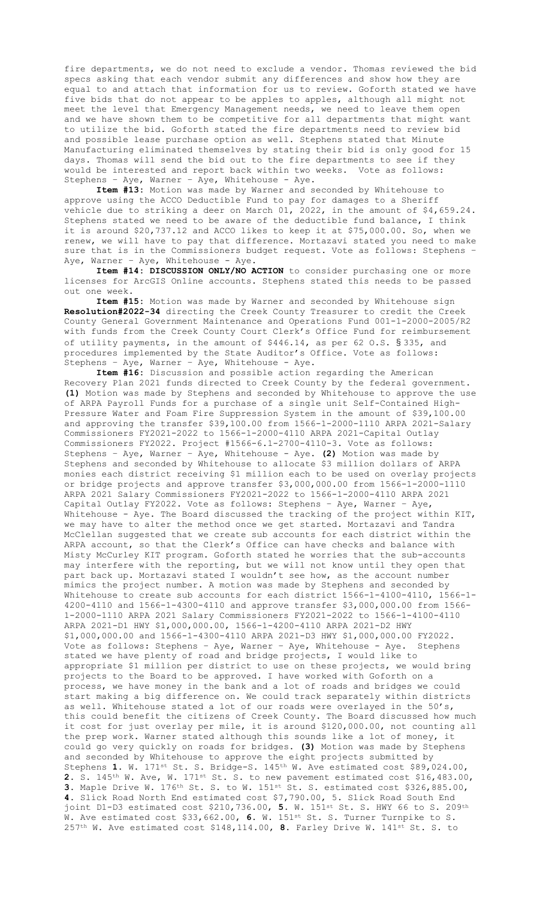fire departments, we do not need to exclude a vendor. Thomas reviewed the bid specs asking that each vendor submit any differences and show how they are equal to and attach that information for us to review. Goforth stated we have five bids that do not appear to be apples to apples, although all might not meet the level that Emergency Management needs, we need to leave them open and we have shown them to be competitive for all departments that might want to utilize the bid. Goforth stated the fire departments need to review bid and possible lease purchase option as well. Stephens stated that Minute Manufacturing eliminated themselves by stating their bid is only good for 15 days. Thomas will send the bid out to the fire departments to see if they would be interested and report back within two weeks. Vote as follows: Stephens – Aye, Warner – Aye, Whitehouse - Aye.

**Item #13:** Motion was made by Warner and seconded by Whitehouse to approve using the ACCO Deductible Fund to pay for damages to a Sheriff vehicle due to striking a deer on March 01, 2022, in the amount of $4,659.24. Stephens stated we need to be aware of the deductible fund balance, I think it is around $20,737.12 and ACCO likes to keep it at $75,000.00. So, when we renew, we will have to pay that difference. Mortazavi stated you need to make sure that is in the Commissioners budget request. Vote as follows: Stephens – Aye, Warner – Aye, Whitehouse - Aye.

**Item #14: DISCUSSION ONLY/NO ACTION** to consider purchasing one or more licenses for ArcGIS Online accounts. Stephens stated this needs to be passed out one week.

**Item #15:** Motion was made by Warner and seconded by Whitehouse sign **Resolution#2022-34** directing the Creek County Treasurer to credit the Creek County General Government Maintenance and Operations Fund 001-1-2000-2005/R2 with funds from the Creek County Court Clerk's Office Fund for reimbursement of utility payments, in the amount of $446.14, as per 62 O.S. § 335, and procedures implemented by the State Auditor's Office. Vote as follows: Stephens – Aye, Warner – Aye, Whitehouse - Aye.

**Item #16:** Discussion and possible action regarding the American Recovery Plan 2021 funds directed to Creek County by the federal government. **(1)** Motion was made by Stephens and seconded by Whitehouse to approve the use of ARPA Payroll Funds for a purchase of a single unit Self-Contained High-Pressure Water and Foam Fire Suppression System in the amount of $39,100.00 and approving the transfer $39,100.00 from 1566-1-2000-1110 ARPA 2021-Salary Commissioners FY2021-2022 to 1566-1-2000-4110 ARPA 2021-Capital Outlay Commissioners FY2022. Project #1566-6.1-2700-4110-3. Vote as follows: Stephens – Aye, Warner – Aye, Whitehouse - Aye. **(2)** Motion was made by Stephens and seconded by Whitehouse to allocate $3 million dollars of ARPA monies each district receiving $1 million each to be used on overlay projects or bridge projects and approve transfer $3,000,000.00 from 1566-1-2000-1110 ARPA 2021 Salary Commissioners FY2021-2022 to 1566-1-2000-4110 ARPA 2021 Capital Outlay FY2022. Vote as follows: Stephens – Aye, Warner – Aye, Whitehouse - Aye. The Board discussed the tracking of the project within KIT, we may have to alter the method once we get started. Mortazavi and Tandra McClellan suggested that we create sub accounts for each district within the ARPA account, so that the Clerk's Office can have checks and balance with Misty McCurley KIT program. Goforth stated he worries that the sub-accounts may interfere with the reporting, but we will not know until they open that part back up. Mortazavi stated I wouldn't see how, as the account number mimics the project number. A motion was made by Stephens and seconded by Whitehouse to create sub accounts for each district 1566-1-4100-4110, 1566-1-4200-4110 and 1566-1-4300-4110 and approve transfer $3,000,000.00 from 1566-1-2000-1110 ARPA 2021 Salary Commissioners FY2021-2022 to 1566-1-4100-4110 ARPA 2021-D1 HWY $1,000,000.00, 1566-1-4200-4110 ARPA 2021-D2 HWY $1,000,000.00 and 1566-1-4300-4110 ARPA 2021-D3 HWY $1,000,000.00 FY2022. Vote as follows: Stephens – Aye, Warner – Aye, Whitehouse - Aye. Stephens stated we have plenty of road and bridge projects, I would like to appropriate $1 million per district to use on these projects, we would bring projects to the Board to be approved. I have worked with Goforth on a process, we have money in the bank and a lot of roads and bridges we could start making a big difference on. We could track separately within districts as well. Whitehouse stated a lot of our roads were overlayed in the 50's, this could benefit the citizens of Creek County. The Board discussed how much it cost for just overlay per mile, it is around $120,000.00, not counting all the prep work. Warner stated although this sounds like a lot of money, it could go very quickly on roads for bridges. **(3)** Motion was made by Stephens and seconded by Whitehouse to approve the eight projects submitted by Stephens **1.** W. 171st St. S. Bridge-S. 145th W. Ave estimated cost $89,024.00, **2.** S. 145th W. Ave, W. 171st St. S. to new pavement estimated cost $16,483.00, **3.** Maple Drive W. 176th St. S. to W. 151st St. S. estimated cost $326,885.00, **4.** Slick Road North End estimated cost $7,790.00, 5. Slick Road South End joint D1-D3 estimated cost $210,736.00, **5.** W. 151st St. S. HWY 66 to S. 209th W. Ave estimated cost $33,662.00, **6.** W. 151st St. S. Turner Turnpike to S. 257th W. Ave estimated cost $148,114.00, **8.** Farley Drive W. 141st St. S. to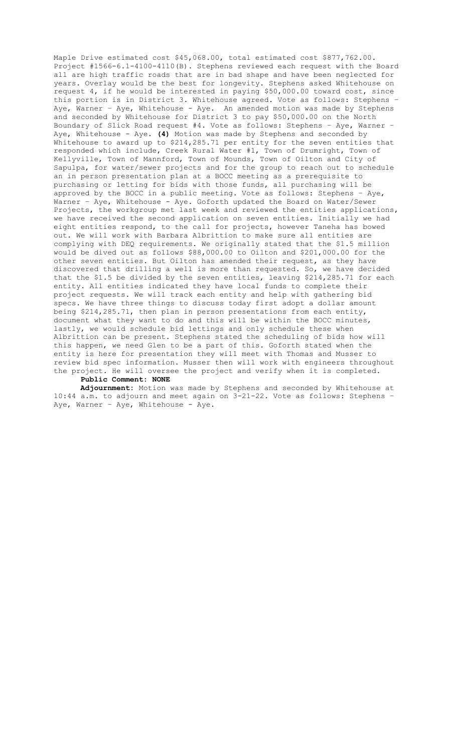Maple Drive estimated cost $45,068.00, total estimated cost $877,762.00. Project #1566-6.1-4100-4110(B). Stephens reviewed each request with the Board all are high traffic roads that are in bad shape and have been neglected for years. Overlay would be the best for longevity. Stephens asked Whitehouse on request 4, if he would be interested in paying $50,000.00 toward cost, since this portion is in District 3. Whitehouse agreed. Vote as follows: Stephens – Aye, Warner – Aye, Whitehouse - Aye. An amended motion was made by Stephens and seconded by Whitehouse for District 3 to pay $50,000.00 on the North Boundary of Slick Road request #4. Vote as follows: Stephens – Aye, Warner – Aye, Whitehouse - Aye. **(4)** Motion was made by Stephens and seconded by Whitehouse to award up to $214,285.71 per entity for the seven entities that responded which include, Creek Rural Water #1, Town of Drumright, Town of Kellyville, Town of Mannford, Town of Mounds, Town of Oilton and City of Sapulpa, for water/sewer projects and for the group to reach out to schedule an in person presentation plan at a BOCC meeting as a prerequisite to purchasing or letting for bids with those funds, all purchasing will be approved by the BOCC in a public meeting. Vote as follows: Stephens – Aye, Warner – Aye, Whitehouse - Aye. Goforth updated the Board on Water/Sewer Projects, the workgroup met last week and reviewed the entities applications, we have received the second application on seven entities. Initially we had eight entities respond, to the call for projects, however Taneha has bowed out. We will work with Barbara Albrittion to make sure all entities are complying with DEQ requirements. We originally stated that the $1.5 million would be dived out as follows $88,000.00 to Oilton and $201,000.00 for the other seven entities. But Oilton has amended their request, as they have discovered that drilling a well is more than requested. So, we have decided that the $1.5 be divided by the seven entities, leaving $214,285.71 for each entity. All entities indicated they have local funds to complete their project requests. We will track each entity and help with gathering bid specs. We have three things to discuss today first adopt a dollar amount being $214,285.71, then plan in person presentations from each entity, document what they want to do and this will be within the BOCC minutes, lastly, we would schedule bid lettings and only schedule these when Albrittion can be present. Stephens stated the scheduling of bids how will this happen, we need Glen to be a part of this. Goforth stated when the entity is here for presentation they will meet with Thomas and Musser to review bid spec information. Musser then will work with engineers throughout the project. He will oversee the project and verify when it is completed.

**Public Comment: NONE**

**Adjournment:** Motion was made by Stephens and seconded by Whitehouse at 10:44 a.m. to adjourn and meet again on 3-21-22. Vote as follows: Stephens – Aye, Warner – Aye, Whitehouse - Aye.